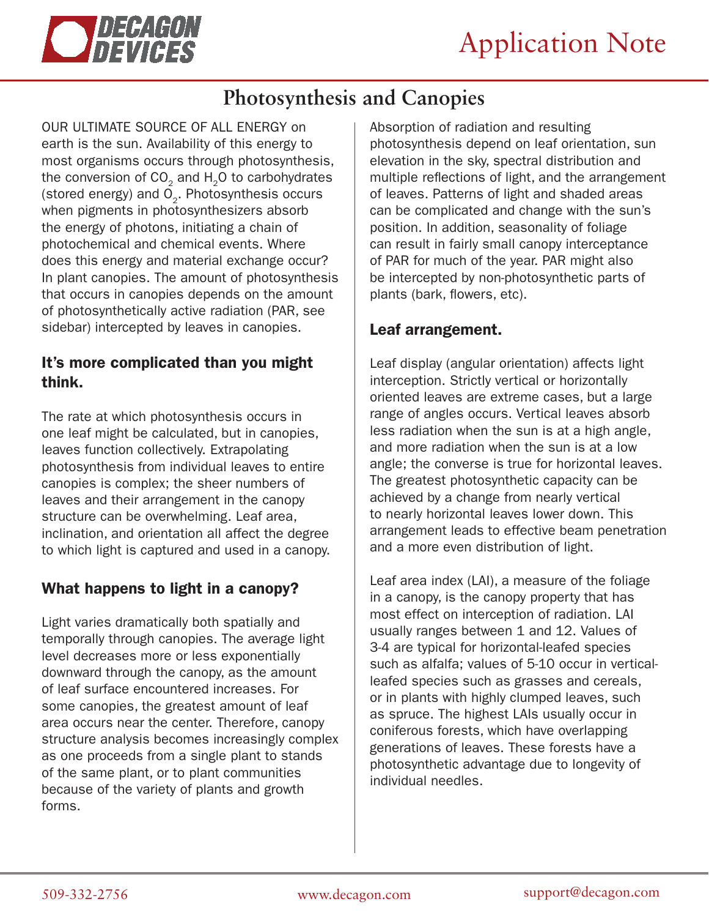# Application Note

## Photosynthesis and Canopies

OUR ULTIMATE SOURCE OF ALL ENERGY on earth is the sun. Availability of this energy to most organisms occurs through photosynthesis, the conversion of $CO_2$ and $H_2O$ to carbohydrates (stored energy) and $O_2$. Photosynthesis occurs when pigments in photosynthesizers absorb the energy of photons, initiating a chain of photochemical and chemical events. Where does this energy and material exchange occur? In plant canopies. The amount of photosynthesis that occurs in canopies depends on the amount of photosynthetically active radiation (PAR, see sidebar) intercepted by leaves in canopies.

### It's more complicated than you might think.

The rate at which photosynthesis occurs in one leaf might be calculated, but in canopies, leaves function collectively. Extrapolating photosynthesis from individual leaves to entire canopies is complex; the sheer numbers of leaves and their arrangement in the canopy structure can be overwhelming. Leaf area, inclination, and orientation all affect the degree to which light is captured and used in a canopy.

### What happens to light in a canopy?

Light varies dramatically both spatially and temporally through canopies. The average light level decreases more or less exponentially downward through the canopy, as the amount of leaf surface encountered increases. For some canopies, the greatest amount of leaf area occurs near the center. Therefore, canopy structure analysis becomes increasingly complex as one proceeds from a single plant to stands of the same plant, or to plant communities because of the variety of plants and growth forms.

Absorption of radiation and resulting photosynthesis depend on leaf orientation, sun elevation in the sky, spectral distribution and multiple reflections of light, and the arrangement of leaves. Patterns of light and shaded areas can be complicated and change with the sun's position. In addition, seasonality of foliage can result in fairly small canopy interceptance of PAR for much of the year. PAR might also be intercepted by non-photosynthetic parts of plants (bark, flowers, etc).

### Leaf arrangement.

Leaf display (angular orientation) affects light interception. Strictly vertical or horizontally oriented leaves are extreme cases, but a large range of angles occurs. Vertical leaves absorb less radiation when the sun is at a high angle, and more radiation when the sun is at a low angle; the converse is true for horizontal leaves. The greatest photosynthetic capacity can be achieved by a change from nearly vertical to nearly horizontal leaves lower down. This arrangement leads to effective beam penetration and a more even distribution of light.

Leaf area index (LAI), a measure of the foliage in a canopy, is the canopy property that has most effect on interception of radiation. LAI usually ranges between 1 and 12. Values of 3-4 are typical for horizontal-leafed species such as alfalfa; values of 5-10 occur in vertical-leafed species such as grasses and cereals, or in plants with highly clumped leaves, such as spruce. The highest LAIs usually occur in coniferous forests, which have overlapping generations of leaves. These forests have a photosynthetic advantage due to longevity of individual needles.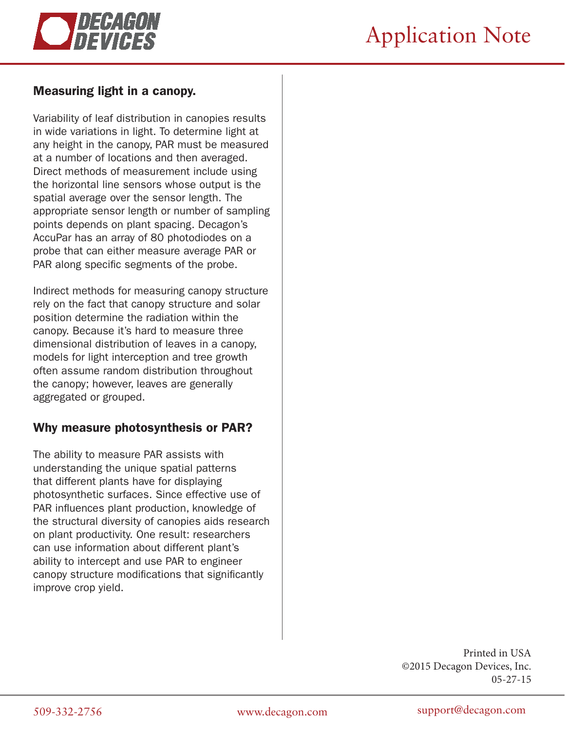## Measuring light in a canopy.

Variability of leaf distribution in canopies results in wide variations in light. To determine light at any height in the canopy, PAR must be measured at a number of locations and then averaged. Direct methods of measurement include using the horizontal line sensors whose output is the spatial average over the sensor length. The appropriate sensor length or number of sampling points depends on plant spacing. Decagon's AccuPar has an array of 80 photodiodes on a probe that can either measure average PAR or PAR along specific segments of the probe.

Indirect methods for measuring canopy structure rely on the fact that canopy structure and solar position determine the radiation within the canopy. Because it's hard to measure three dimensional distribution of leaves in a canopy, models for light interception and tree growth often assume random distribution throughout the canopy; however, leaves are generally aggregated or grouped.

## Why measure photosynthesis or PAR?

The ability to measure PAR assists with understanding the unique spatial patterns that different plants have for displaying photosynthetic surfaces. Since effective use of PAR influences plant production, knowledge of the structural diversity of canopies aids research on plant productivity. One result: researchers can use information about different plant's ability to intercept and use PAR to engineer canopy structure modifications that significantly improve crop yield.

Printed in USA
©2015 Decagon Devices, Inc.
05-27-15